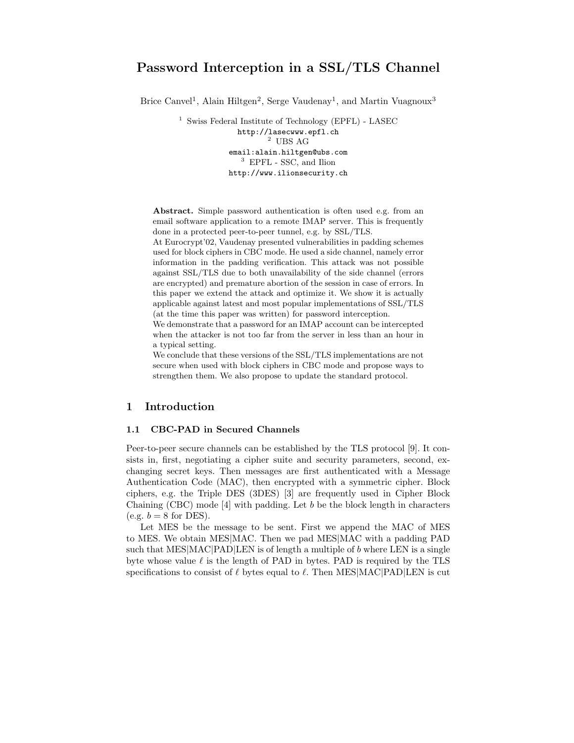# Password Interception in a SSL/TLS Channel

Brice Canvel[1], Alain Hiltgen[2], Serge Vaudenay[1], and Martin Vuagnoux[3]

[1] Swiss Federal Institute of Technology (EPFL) - LASEC
http://lasecwww.epfl.ch
[2] UBS AG
email:alain.hiltgen@ubs.com
[3] EPFL - SSC, and Ilion
http://www.ilionsecurity.ch

**Abstract.** Simple password authentication is often used e.g. from an email software application to a remote IMAP server. This is frequently done in a protected peer-to-peer tunnel, e.g. by SSL/TLS.
At Eurocrypt'02, Vaudenay presented vulnerabilities in padding schemes used for block ciphers in CBC mode. He used a side channel, namely error information in the padding verification. This attack was not possible against SSL/TLS due to both unavailability of the side channel (errors are encrypted) and premature abortion of the session in case of errors. In this paper we extend the attack and optimize it. We show it is actually applicable against latest and most popular implementations of SSL/TLS (at the time this paper was written) for password interception.
We demonstrate that a password for an IMAP account can be intercepted when the attacker is not too far from the server in less than an hour in a typical setting.
We conclude that these versions of the SSL/TLS implementations are not secure when used with block ciphers in CBC mode and propose ways to strengthen them. We also propose to update the standard protocol.

## 1 Introduction

### 1.1 CBC-PAD in Secured Channels

Peer-to-peer secure channels can be established by the TLS protocol [9]. It consists in, first, negotiating a cipher suite and security parameters, second, exchanging secret keys. Then messages are first authenticated with a Message Authentication Code (MAC), then encrypted with a symmetric cipher. Block ciphers, e.g. the Triple DES (3DES) [3] are frequently used in Cipher Block Chaining (CBC) mode [4] with padding. Let $b$ be the block length in characters (e.g. $b = 8$ for DES).

Let MES be the message to be sent. First we append the MAC of MES to MES. We obtain MES|MAC. Then we pad MES|MAC with a padding PAD such that MES|MAC|PAD|LEN is of length a multiple of $b$ where LEN is a single byte whose value $\ell$ is the length of PAD in bytes. PAD is required by the TLS specifications to consist of $\ell$ bytes equal to $\ell$. Then MES|MAC|PAD|LEN is cut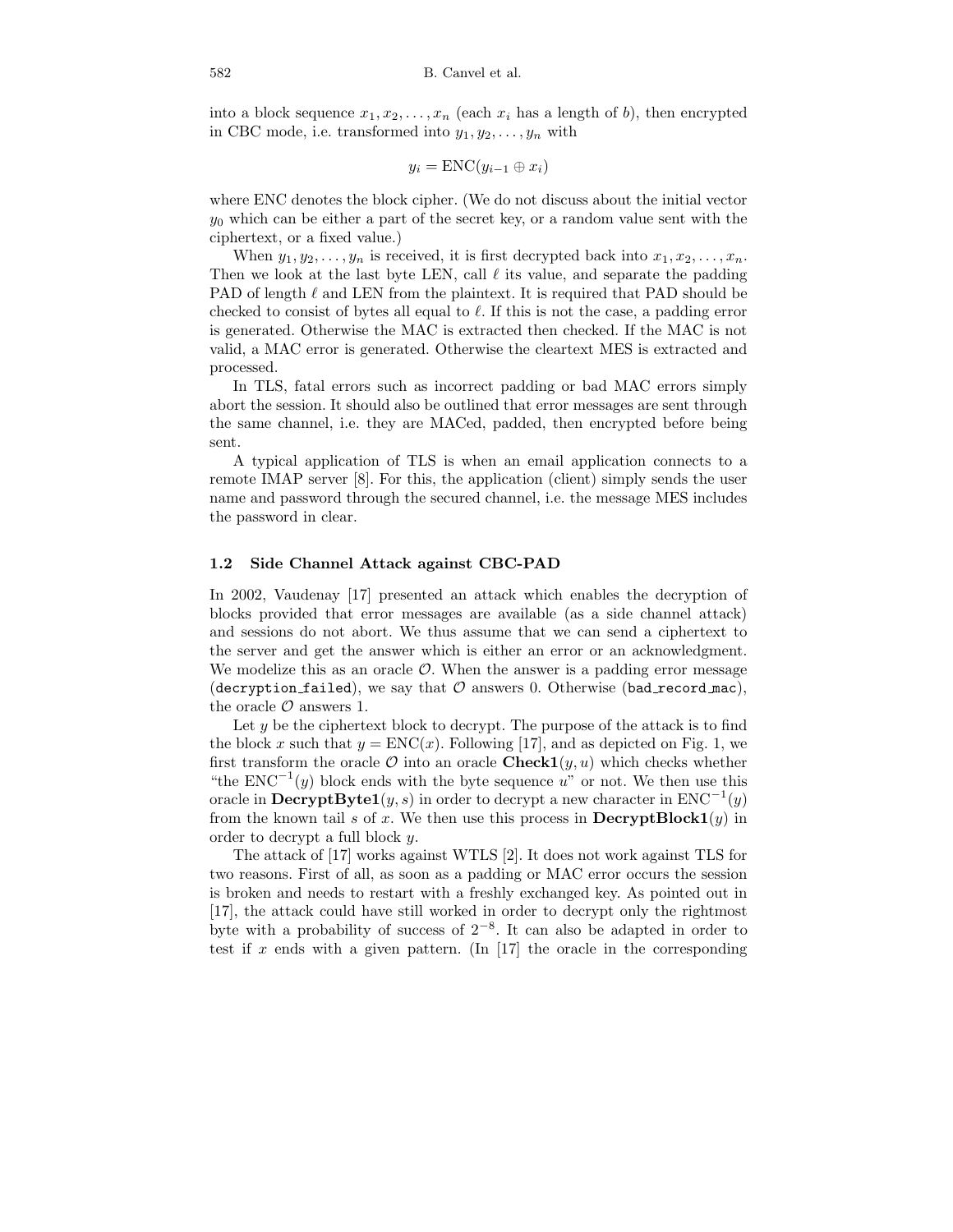into a block sequence $x_1, x_2, \ldots, x_n$ (each $x_i$ has a length of $b$), then encrypted in CBC mode, i.e. transformed into $y_1, y_2, \ldots, y_n$ with

$$y_i = \text{ENC}(y_{i-1} \oplus x_i)$$

where ENC denotes the block cipher. (We do not discuss about the initial vector $y_0$ which can be either a part of the secret key, or a random value sent with the ciphertext, or a fixed value.)

When $y_1, y_2, \ldots, y_n$ is received, it is first decrypted back into $x_1, x_2, \ldots, x_n$. Then we look at the last byte LEN, call $\ell$ its value, and separate the padding PAD of length $\ell$ and LEN from the plaintext. It is required that PAD should be checked to consist of bytes all equal to $\ell$. If this is not the case, a padding error is generated. Otherwise the MAC is extracted then checked. If the MAC is not valid, a MAC error is generated. Otherwise the cleartext MES is extracted and processed.

In TLS, fatal errors such as incorrect padding or bad MAC errors simply abort the session. It should also be outlined that error messages are sent through the same channel, i.e. they are MACed, padded, then encrypted before being sent.

A typical application of TLS is when an email application connects to a remote IMAP server [8]. For this, the application (client) simply sends the user name and password through the secured channel, i.e. the message MES includes the password in clear.

### 1.2 Side Channel Attack against CBC-PAD

In 2002, Vaudenay [17] presented an attack which enables the decryption of blocks provided that error messages are available (as a side channel attack) and sessions do not abort. We thus assume that we can send a ciphertext to the server and get the answer which is either an error or an acknowledgment. We modelize this as an oracle $\mathcal{O}$. When the answer is a padding error message (`decryption_failed`), we say that $\mathcal{O}$ answers 0. Otherwise (`bad_record_mac`), the oracle $\mathcal{O}$ answers 1.

Let $y$ be the ciphertext block to decrypt. The purpose of the attack is to find the block $x$ such that $y = \text{ENC}(x)$. Following [17], and as depicted on Fig. 1, we first transform the oracle $\mathcal{O}$ into an oracle **Check1**$(y, u)$ which checks whether "the $\text{ENC}^{-1}(y)$ block ends with the byte sequence $u$" or not. We then use this oracle in **DecryptByte1**$(y, s)$ in order to decrypt a new character in $\text{ENC}^{-1}(y)$ from the known tail $s$ of $x$. We then use this process in **DecryptBlock1**$(y)$ in order to decrypt a full block $y$.

The attack of [17] works against WTLS [2]. It does not work against TLS for two reasons. First of all, as soon as a padding or MAC error occurs the session is broken and needs to restart with a freshly exchanged key. As pointed out in [17], the attack could have still worked in order to decrypt only the rightmost byte with a probability of success of $2^{-8}$. It can also be adapted in order to test if $x$ ends with a given pattern. (In [17] the oracle in the corresponding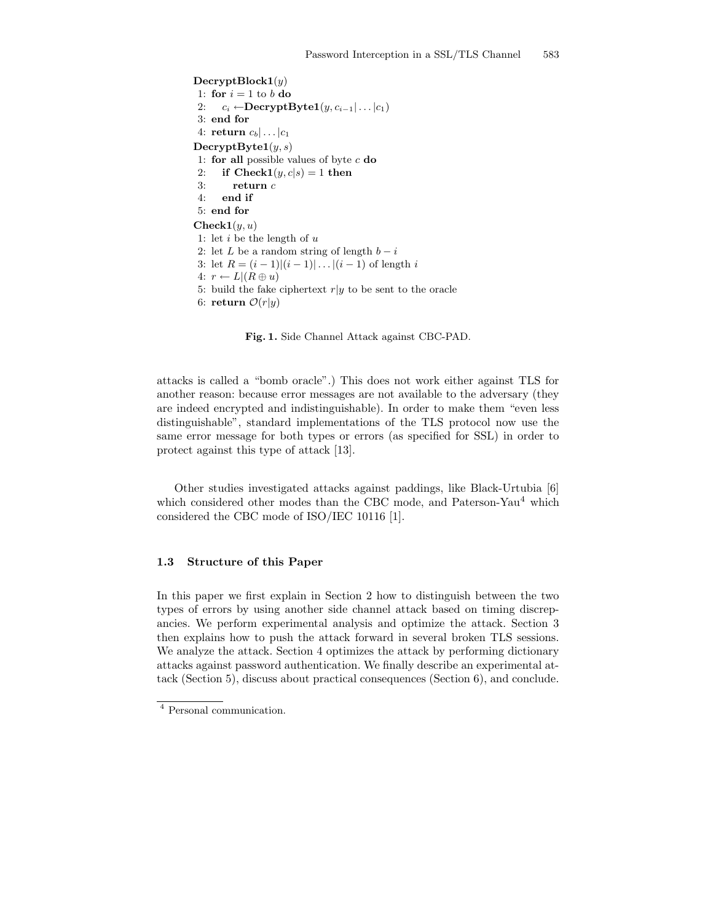**DecryptBlock1**$(y)$
1: **for** $i = 1$ to $b$ **do**
2: $\quad c_i \leftarrow$**DecryptByte1**$(y, c_{i-1}|\ldots|c_1)$
3: **end for**
4: **return** $c_b|\ldots|c_1$

**DecryptByte1**$(y, s)$
1: **for all** possible values of byte $c$ **do**
2: $\quad$ **if Check1**$(y, c|s) = 1$ **then**
3: $\quad\quad$ **return** $c$
4: $\quad$ **end if**
5: **end for**

**Check1**$(y, u)$
1: let $i$ be the length of $u$
2: let $L$ be a random string of length $b - i$
3: let $R = (i-1)|(i-1)|\ldots|(i-1)$ of length $i$
4: $r \leftarrow L|(R \oplus u)$
5: build the fake ciphertext $r|y$ to be sent to the oracle
6: **return** $\mathcal{O}(r|y)$

**Fig. 1.** Side Channel Attack against CBC-PAD.

attacks is called a "bomb oracle".) This does not work either against TLS for another reason: because error messages are not available to the adversary (they are indeed encrypted and indistinguishable). In order to make them "even less distinguishable", standard implementations of the TLS protocol now use the same error message for both types or errors (as specified for SSL) in order to protect against this type of attack [13].

Other studies investigated attacks against paddings, like Black-Urtubia [6] which considered other modes than the CBC mode, and Paterson-Yau[4] which considered the CBC mode of ISO/IEC 10116 [1].

### 1.3 Structure of this Paper

In this paper we first explain in Section 2 how to distinguish between the two types of errors by using another side channel attack based on timing discrepancies. We perform experimental analysis and optimize the attack. Section 3 then explains how to push the attack forward in several broken TLS sessions. We analyze the attack. Section 4 optimizes the attack by performing dictionary attacks against password authentication. We finally describe an experimental attack (Section 5), discuss about practical consequences (Section 6), and conclude.

[4] Personal communication.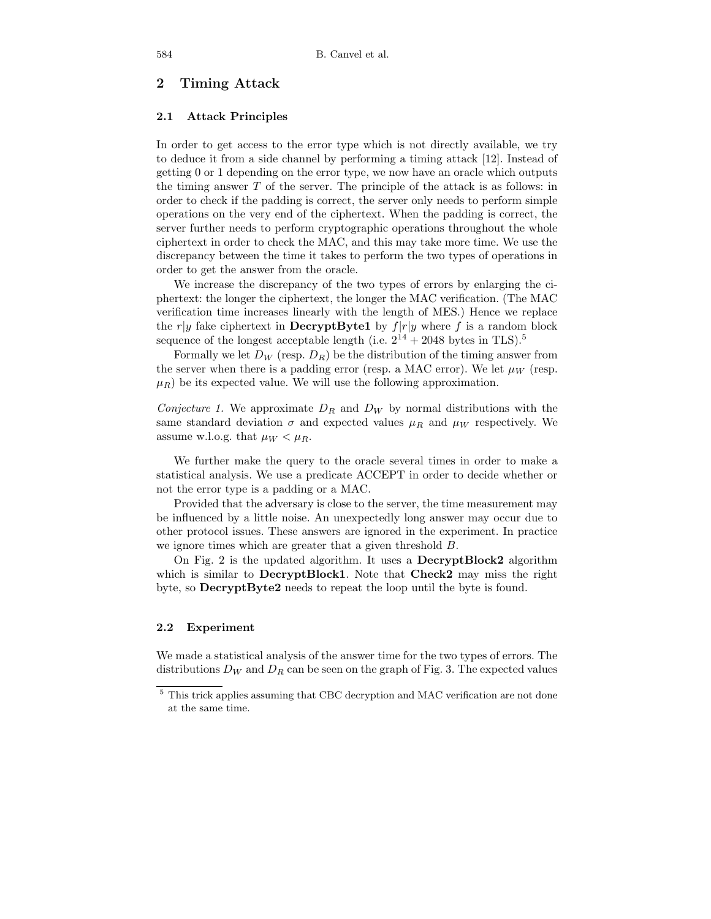## 2 Timing Attack

### 2.1 Attack Principles

In order to get access to the error type which is not directly available, we try to deduce it from a side channel by performing a timing attack [12]. Instead of getting 0 or 1 depending on the error type, we now have an oracle which outputs the timing answer $T$ of the server. The principle of the attack is as follows: in order to check if the padding is correct, the server only needs to perform simple operations on the very end of the ciphertext. When the padding is correct, the server further needs to perform cryptographic operations throughout the whole ciphertext in order to check the MAC, and this may take more time. We use the discrepancy between the time it takes to perform the two types of operations in order to get the answer from the oracle.

We increase the discrepancy of the two types of errors by enlarging the ciphertext: the longer the ciphertext, the longer the MAC verification. (The MAC verification time increases linearly with the length of MES.) Hence we replace the $r|y$ fake ciphertext in **DecryptByte1** by $f|r|y$ where $f$ is a random block sequence of the longest acceptable length (i.e. $2^{14} + 2048$ bytes in TLS).[5]

Formally we let $D_W$ (resp. $D_R$) be the distribution of the timing answer from the server when there is a padding error (resp. a MAC error). We let $\mu_W$ (resp. $\mu_R$) be its expected value. We will use the following approximation.

*Conjecture 1.* We approximate $D_R$ and $D_W$ by normal distributions with the same standard deviation $\sigma$ and expected values $\mu_R$ and $\mu_W$ respectively. We assume w.l.o.g. that $\mu_W < \mu_R$.

We further make the query to the oracle several times in order to make a statistical analysis. We use a predicate ACCEPT in order to decide whether or not the error type is a padding or a MAC.

Provided that the adversary is close to the server, the time measurement may be influenced by a little noise. An unexpectedly long answer may occur due to other protocol issues. These answers are ignored in the experiment. In practice we ignore times which are greater that a given threshold $B$.

On Fig. 2 is the updated algorithm. It uses a **DecryptBlock2** algorithm which is similar to **DecryptBlock1**. Note that **Check2** may miss the right byte, so **DecryptByte2** needs to repeat the loop until the byte is found.

### 2.2 Experiment

We made a statistical analysis of the answer time for the two types of errors. The distributions $D_W$ and $D_R$ can be seen on the graph of Fig. 3. The expected values

[5] This trick applies assuming that CBC decryption and MAC verification are not done at the same time.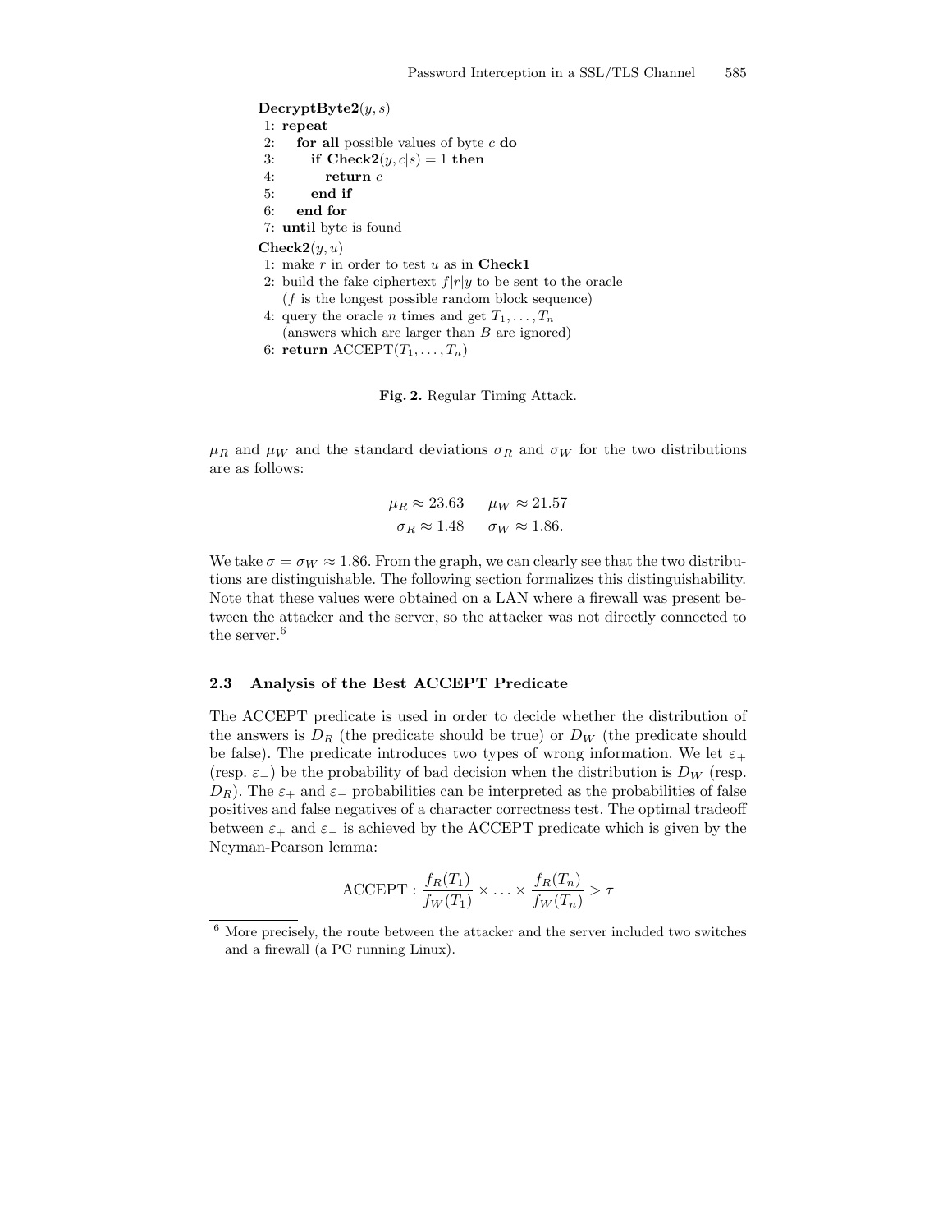```
DecryptByte2(y, s)
1: repeat
2:    for all possible values of byte c do
3:       if Check2(y, c|s) = 1 then
4:          return c
5:       end if
6:    end for
7: until byte is found

Check2(y, u)
1: make r in order to test u as in Check1
2: build the fake ciphertext f|r|y to be sent to the oracle
   (f is the longest possible random block sequence)
4: query the oracle n times and get T_1, ..., T_n
   (answers which are larger than B are ignored)
6: return ACCEPT(T_1, ..., T_n)
```

**Fig. 2.** Regular Timing Attack.

$\mu_R$ and $\mu_W$ and the standard deviations $\sigma_R$ and $\sigma_W$ for the two distributions are as follows:

$$\mu_R \approx 23.63 \qquad \mu_W \approx 21.57$$
$$\sigma_R \approx 1.48 \qquad \sigma_W \approx 1.86.$$

We take $\sigma = \sigma_W \approx 1.86$. From the graph, we can clearly see that the two distributions are distinguishable. The following section formalizes this distinguishability. Note that these values were obtained on a LAN where a firewall was present between the attacker and the server, so the attacker was not directly connected to the server.[6]

### 2.3 Analysis of the Best ACCEPT Predicate

The ACCEPT predicate is used in order to decide whether the distribution of the answers is $D_R$ (the predicate should be true) or $D_W$ (the predicate should be false). The predicate introduces two types of wrong information. We let $\varepsilon_+$ (resp. $\varepsilon_-$) be the probability of bad decision when the distribution is $D_W$ (resp. $D_R$). The $\varepsilon_+$ and $\varepsilon_-$ probabilities can be interpreted as the probabilities of false positives and false negatives of a character correctness test. The optimal tradeoff between $\varepsilon_+$ and $\varepsilon_-$ is achieved by the ACCEPT predicate which is given by the Neyman-Pearson lemma:

$$\text{ACCEPT} : \frac{f_R(T_1)}{f_W(T_1)} \times \ldots \times \frac{f_R(T_n)}{f_W(T_n)} > \tau$$

[6] More precisely, the route between the attacker and the server included two switches and a firewall (a PC running Linux).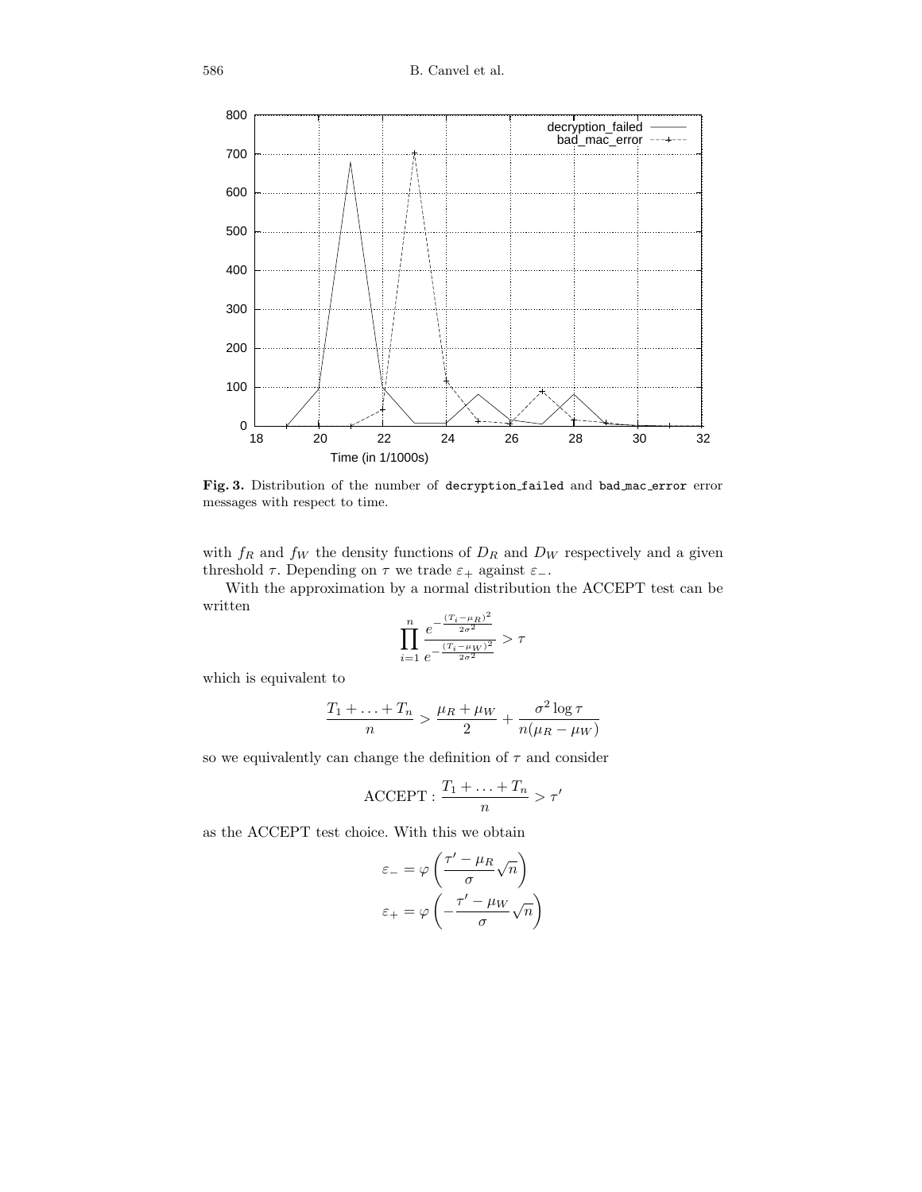**Fig. 3.** Distribution of the number of `decryption_failed` and `bad_mac_error` error messages with respect to time.

with $f_R$ and $f_W$ the density functions of $D_R$ and $D_W$ respectively and a given threshold $\tau$. Depending on $\tau$ we trade $\varepsilon_+$ against $\varepsilon_-$.

With the approximation by a normal distribution the ACCEPT test can be written

$$\prod_{i=1}^{n} \frac{e^{-\frac{(T_i-\mu_R)^2}{2\sigma^2}}}{e^{-\frac{(T_i-\mu_W)^2}{2\sigma^2}}} > \tau$$

which is equivalent to

$$\frac{T_1 + \ldots + T_n}{n} > \frac{\mu_R + \mu_W}{2} + \frac{\sigma^2 \log \tau}{n(\mu_R - \mu_W)}$$

so we equivalently can change the definition of $\tau$ and consider

$$\text{ACCEPT} : \frac{T_1 + \ldots + T_n}{n} > \tau'$$

as the ACCEPT test choice. With this we obtain

$$\varepsilon_- = \varphi\left(\frac{\tau' - \mu_R}{\sigma}\sqrt{n}\right)$$

$$\varepsilon_+ = \varphi\left(-\frac{\tau' - \mu_W}{\sigma}\sqrt{n}\right)$$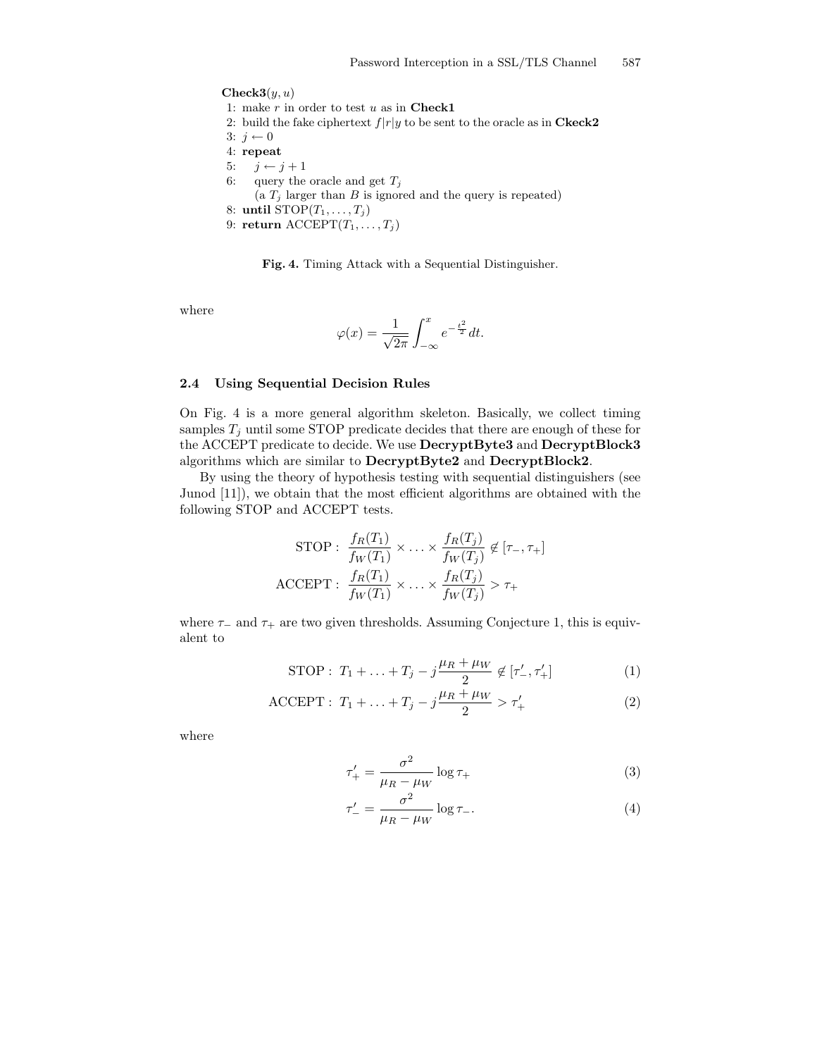**Check3**$(y, u)$

```
1: make r in order to test u as in Check1
2: build the fake ciphertext f|r|y to be sent to the oracle as in Ckeck2
3: j ← 0
4: repeat
5:    j ← j + 1
6:    query the oracle and get T_j
      (a T_j larger than B is ignored and the query is repeated)
8: until STOP(T_1, ..., T_j)
9: return ACCEPT(T_1, ..., T_j)
```

**Fig. 4.** Timing Attack with a Sequential Distinguisher.

where

$$\varphi(x) = \frac{1}{\sqrt{2\pi}} \int_{-\infty}^{x} e^{-\frac{t^2}{2}} dt.$$

### 2.4 Using Sequential Decision Rules

On Fig. 4 is a more general algorithm skeleton. Basically, we collect timing samples $T_j$ until some STOP predicate decides that there are enough of these for the ACCEPT predicate to decide. We use **DecryptByte3** and **DecryptBlock3** algorithms which are similar to **DecryptByte2** and **DecryptBlock2**.

By using the theory of hypothesis testing with sequential distinguishers (see Junod [11]), we obtain that the most efficient algorithms are obtained with the following STOP and ACCEPT tests.

$$\text{STOP}: \frac{f_R(T_1)}{f_W(T_1)} \times \ldots \times \frac{f_R(T_j)}{f_W(T_j)} \notin [\tau_-, \tau_+]$$

$$\text{ACCEPT}: \frac{f_R(T_1)}{f_W(T_1)} \times \ldots \times \frac{f_R(T_j)}{f_W(T_j)} > \tau_+$$

where $\tau_-$ and $\tau_+$ are two given thresholds. Assuming Conjecture 1, this is equivalent to

$$\text{STOP}: T_1 + \ldots + T_j - j\frac{\mu_R + \mu_W}{2} \notin [\tau'_-, \tau'_+] \tag{1}$$

$$\text{ACCEPT}: T_1 + \ldots + T_j - j\frac{\mu_R + \mu_W}{2} > \tau'_+ \tag{2}$$

where

$$\tau'_+ = \frac{\sigma^2}{\mu_R - \mu_W} \log \tau_+ \tag{3}$$

$$\tau'_- = \frac{\sigma^2}{\mu_R - \mu_W} \log \tau_-. \tag{4}$$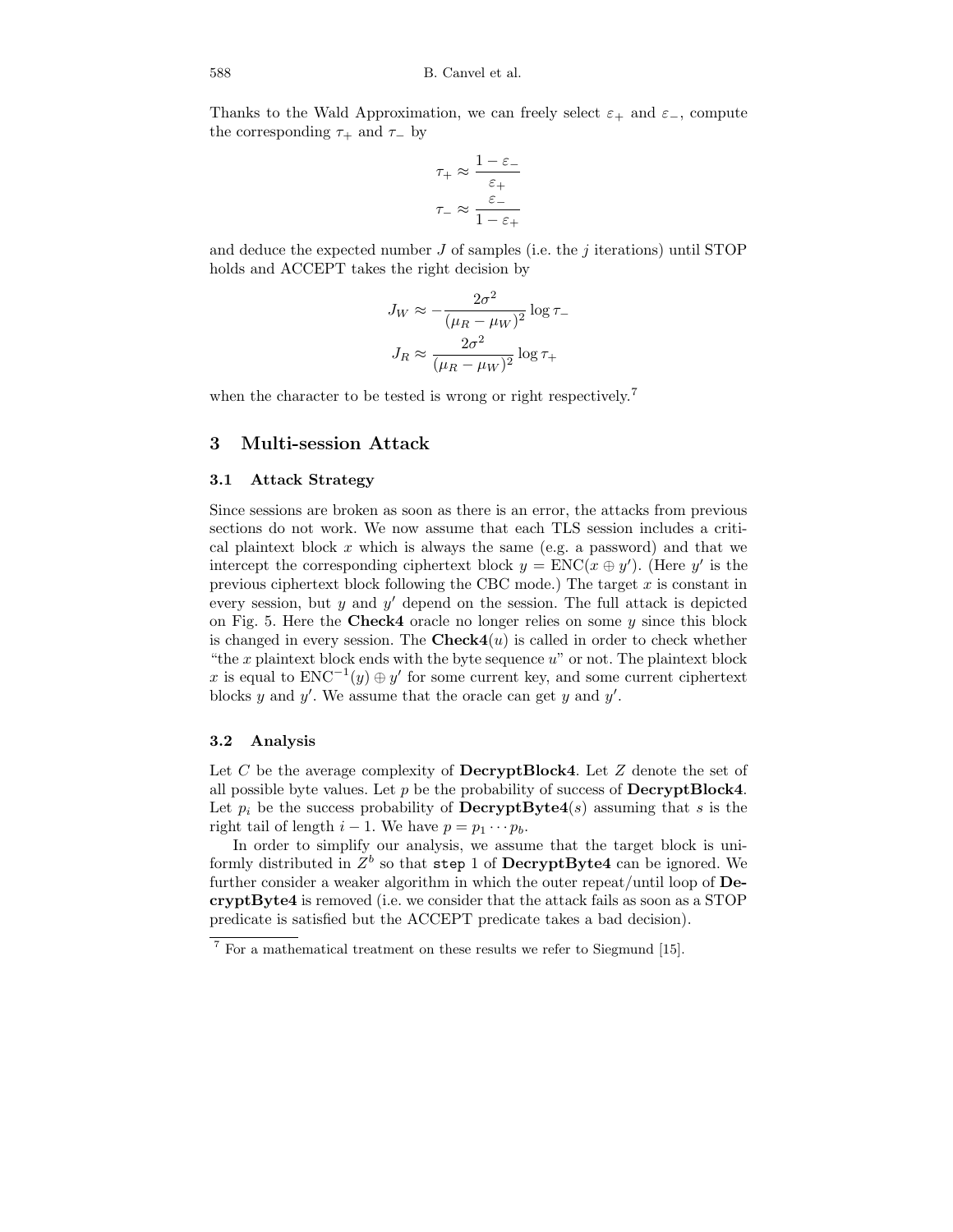Thanks to the Wald Approximation, we can freely select $\varepsilon_+$ and $\varepsilon_-$, compute the corresponding $\tau_+$ and $\tau_-$ by

$$\tau_+ \approx \frac{1-\varepsilon_-}{\varepsilon_+}$$
$$\tau_- \approx \frac{\varepsilon_-}{1-\varepsilon_+}$$

and deduce the expected number $J$ of samples (i.e. the $j$ iterations) until STOP holds and ACCEPT takes the right decision by

$$J_W \approx -\frac{2\sigma^2}{(\mu_R - \mu_W)^2} \log \tau_-$$
$$J_R \approx \frac{2\sigma^2}{(\mu_R - \mu_W)^2} \log \tau_+$$

when the character to be tested is wrong or right respectively.[7]

## 3 Multi-session Attack

### 3.1 Attack Strategy

Since sessions are broken as soon as there is an error, the attacks from previous sections do not work. We now assume that each TLS session includes a critical plaintext block $x$ which is always the same (e.g. a password) and that we intercept the corresponding ciphertext block $y = \mathrm{ENC}(x \oplus y')$. (Here $y'$ is the previous ciphertext block following the CBC mode.) The target $x$ is constant in every session, but $y$ and $y'$ depend on the session. The full attack is depicted on Fig. 5. Here the **Check4** oracle no longer relies on some $y$ since this block is changed in every session. The **Check4**($u$) is called in order to check whether "the $x$ plaintext block ends with the byte sequence $u$" or not. The plaintext block $x$ is equal to $\mathrm{ENC}^{-1}(y) \oplus y'$ for some current key, and some current ciphertext blocks $y$ and $y'$. We assume that the oracle can get $y$ and $y'$.

### 3.2 Analysis

Let $C$ be the average complexity of **DecryptBlock4**. Let $Z$ denote the set of all possible byte values. Let $p$ be the probability of success of **DecryptBlock4**. Let $p_i$ be the success probability of **DecryptByte4**($s$) assuming that $s$ is the right tail of length $i-1$. We have $p = p_1 \cdots p_b$.

In order to simplify our analysis, we assume that the target block is uniformly distributed in $Z^b$ so that `step` 1 of **DecryptByte4** can be ignored. We further consider a weaker algorithm in which the outer repeat/until loop of **DecryptByte4** is removed (i.e. we consider that the attack fails as soon as a STOP predicate is satisfied but the ACCEPT predicate takes a bad decision).

[7] For a mathematical treatment on these results we refer to Siegmund [15].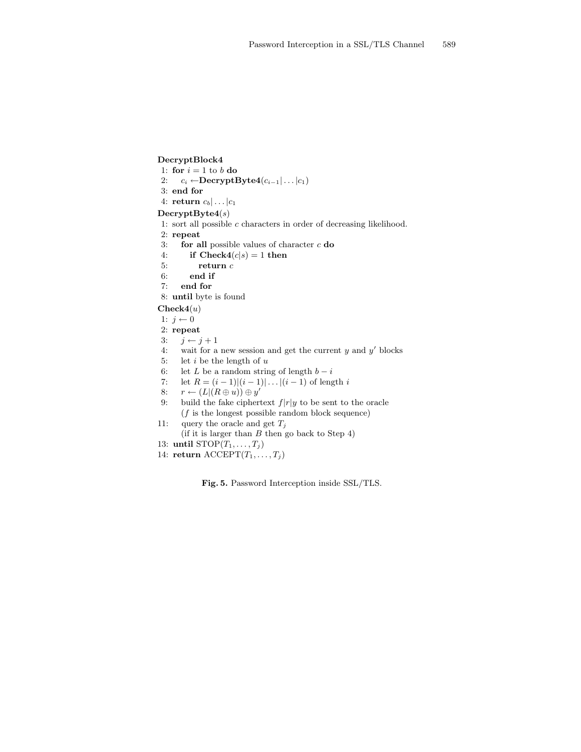**DecryptBlock4**

1: **for** $i = 1$ to $b$ **do**
2: $\quad c_i \leftarrow$ **DecryptByte4**$(c_{i-1}|\ldots|c_1)$
3: **end for**
4: **return** $c_b|\ldots|c_1$

**DecryptByte4**$(s)$

1: sort all possible $c$ characters in order of decreasing likelihood.
2: **repeat**
3: $\quad$ **for all** possible values of character $c$ **do**
4: $\quad\quad$ **if** **Check4**$(c|s) = 1$ **then**
5: $\quad\quad\quad$ **return** $c$
6: $\quad\quad$ **end if**
7: $\quad$ **end for**
8: **until** byte is found

**Check4**$(u)$

1: $j \leftarrow 0$
2: **repeat**
3: $\quad j \leftarrow j + 1$
4: $\quad$ wait for a new session and get the current $y$ and $y'$ blocks
5: $\quad$ let $i$ be the length of $u$
6: $\quad$ let $L$ be a random string of length $b - i$
7: $\quad$ let $R = (i-1)|(i-1)|\ldots|(i-1)$ of length $i$
8: $\quad r \leftarrow (L|(R \oplus u)) \oplus y'$
9: $\quad$ build the fake ciphertext $f|r|y$ to be sent to the oracle
$\quad$ ($f$ is the longest possible random block sequence)
11: $\quad$ query the oracle and get $T_j$
$\quad$ (if it is larger than $B$ then go back to Step 4)
13: **until** $\text{STOP}(T_1, \ldots, T_j)$
14: **return** $\text{ACCEPT}(T_1, \ldots, T_j)$

**Fig. 5.** Password Interception inside SSL/TLS.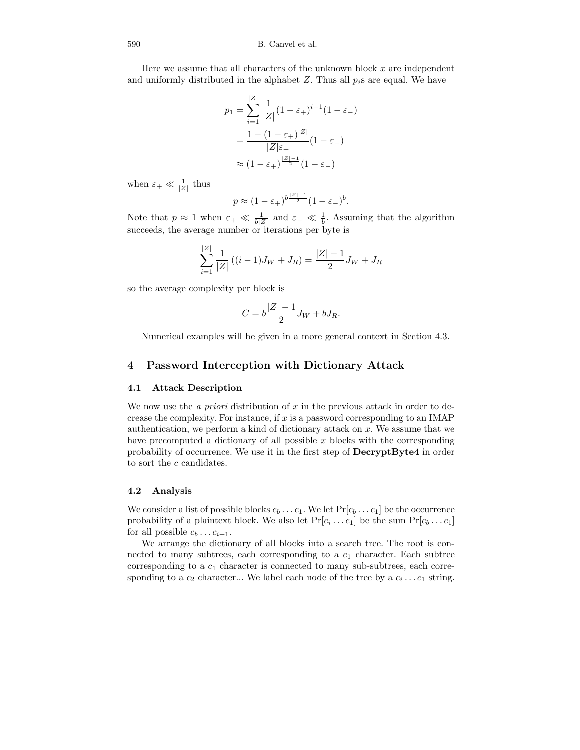Here we assume that all characters of the unknown block $x$ are independent and uniformly distributed in the alphabet $Z$. Thus all $p_i$s are equal. We have

$$
\begin{aligned}
p_1 &= \sum_{i=1}^{|Z|} \frac{1}{|Z|}(1-\varepsilon_+)^{i-1}(1-\varepsilon_-) \\
&= \frac{1-(1-\varepsilon_+)^{|Z|}}{|Z|\varepsilon_+}(1-\varepsilon_-) \\
&\approx (1-\varepsilon_+)^{\frac{|Z|-1}{2}}(1-\varepsilon_-)
\end{aligned}
$$

when $\varepsilon_+ \ll \frac{1}{|Z|}$ thus

$$
p \approx (1-\varepsilon_+)^{b\frac{|Z|-1}{2}}(1-\varepsilon_-)^b.
$$

Note that $p \approx 1$ when $\varepsilon_+ \ll \frac{1}{b|Z|}$ and $\varepsilon_- \ll \frac{1}{b}$. Assuming that the algorithm succeeds, the average number or iterations per byte is

$$
\sum_{i=1}^{|Z|} \frac{1}{|Z|}\left((i-1)J_W + J_R\right) = \frac{|Z|-1}{2}J_W + J_R
$$

so the average complexity per block is

$$
C = b\frac{|Z|-1}{2}J_W + bJ_R.
$$

Numerical examples will be given in a more general context in Section 4.3.

## 4 Password Interception with Dictionary Attack

### 4.1 Attack Description

We now use the *a priori* distribution of $x$ in the previous attack in order to decrease the complexity. For instance, if $x$ is a password corresponding to an IMAP authentication, we perform a kind of dictionary attack on $x$. We assume that we have precomputed a dictionary of all possible $x$ blocks with the corresponding probability of occurrence. We use it in the first step of **DecryptByte4** in order to sort the $c$ candidates.

### 4.2 Analysis

We consider a list of possible blocks $c_b \dots c_1$. We let $\Pr[c_b \dots c_1]$ be the occurrence probability of a plaintext block. We also let $\Pr[c_i \dots c_1]$ be the sum $\Pr[c_b \dots c_1]$ for all possible $c_b \dots c_{i+1}$.

We arrange the dictionary of all blocks into a search tree. The root is connected to many subtrees, each corresponding to a $c_1$ character. Each subtree corresponding to a $c_1$ character is connected to many sub-subtrees, each corresponding to a $c_2$ character... We label each node of the tree by a $c_i \dots c_1$ string.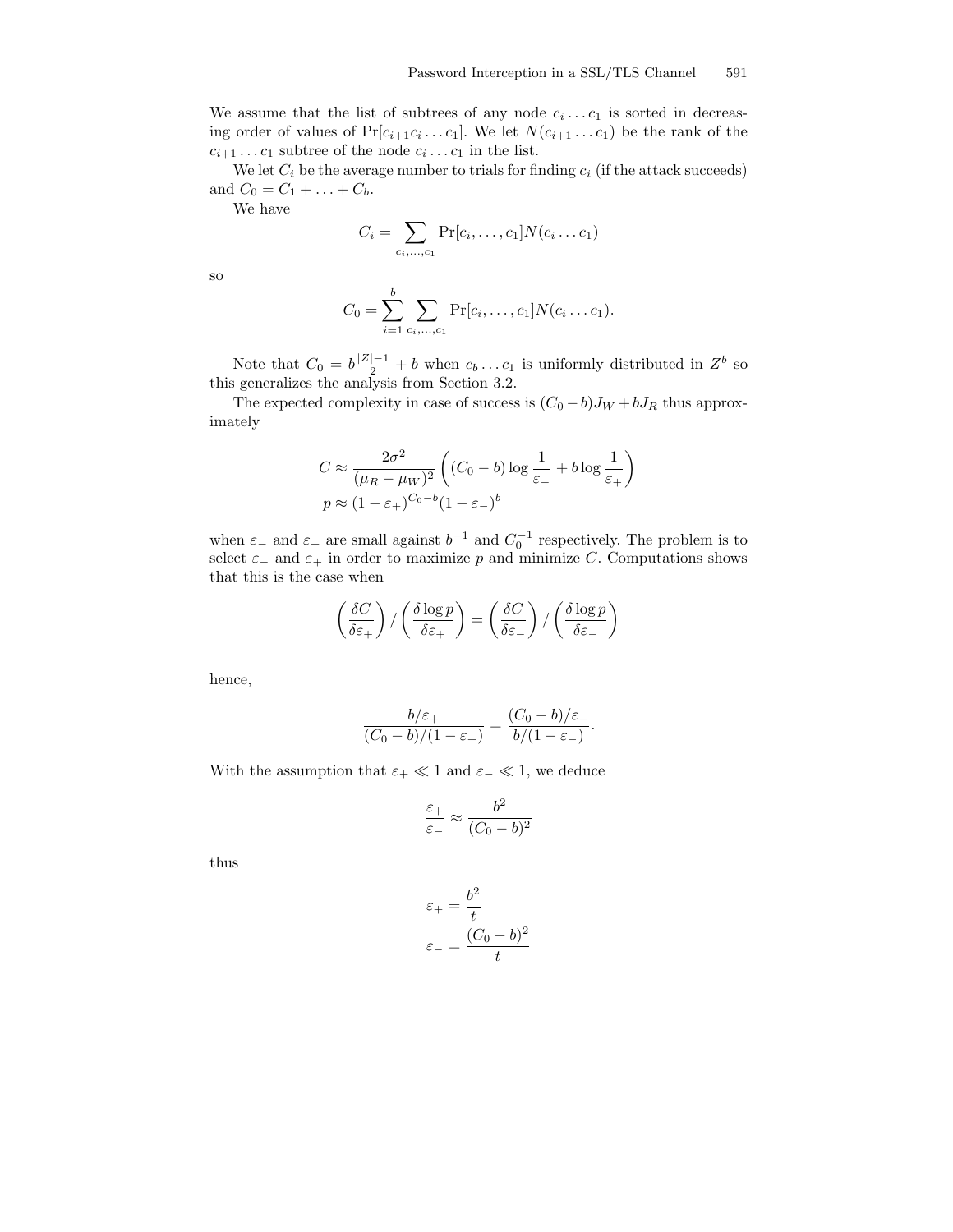We assume that the list of subtrees of any node $c_i \dots c_1$ is sorted in decreasing order of values of $\Pr[c_{i+1} c_i \dots c_1]$. We let $N(c_{i+1} \dots c_1)$ be the rank of the $c_{i+1} \dots c_1$ subtree of the node $c_i \dots c_1$ in the list.

We let $C_i$ be the average number to trials for finding $c_i$ (if the attack succeeds) and $C_0 = C_1 + \dots + C_b$.

We have

$$C_i = \sum_{c_i,\dots,c_1} \Pr[c_i, \dots, c_1] N(c_i \dots c_1)$$

so

$$C_0 = \sum_{i=1}^{b} \sum_{c_i,\dots,c_1} \Pr[c_i, \dots, c_1] N(c_i \dots c_1).$$

Note that $C_0 = b\frac{|Z|-1}{2} + b$ when $c_b \dots c_1$ is uniformly distributed in $Z^b$ so this generalizes the analysis from Section 3.2.

The expected complexity in case of success is $(C_0 - b)J_W + bJ_R$ thus approximately

$$C \approx \frac{2\sigma^2}{(\mu_R - \mu_W)^2} \left( (C_0 - b) \log \frac{1}{\varepsilon_-} + b \log \frac{1}{\varepsilon_+} \right)$$
$$p \approx (1 - \varepsilon_+)^{C_0 - b} (1 - \varepsilon_-)^b$$

when $\varepsilon_-$ and $\varepsilon_+$ are small against $b^{-1}$ and $C_0^{-1}$ respectively. The problem is to select $\varepsilon_-$ and $\varepsilon_+$ in order to maximize $p$ and minimize $C$. Computations shows that this is the case when

$$\left( \frac{\delta C}{\delta \varepsilon_+} \right) / \left( \frac{\delta \log p}{\delta \varepsilon_+} \right) = \left( \frac{\delta C}{\delta \varepsilon_-} \right) / \left( \frac{\delta \log p}{\delta \varepsilon_-} \right)$$

hence,

$$\frac{b/\varepsilon_+}{(C_0 - b)/(1 - \varepsilon_+)} = \frac{(C_0 - b)/\varepsilon_-}{b/(1 - \varepsilon_-)}.$$

With the assumption that $\varepsilon_+ \ll 1$ and $\varepsilon_- \ll 1$, we deduce

$$\frac{\varepsilon_+}{\varepsilon_-} \approx \frac{b^2}{(C_0 - b)^2}$$

thus

$$\varepsilon_+ = \frac{b^2}{t}$$
$$\varepsilon_- = \frac{(C_0 - b)^2}{t}$$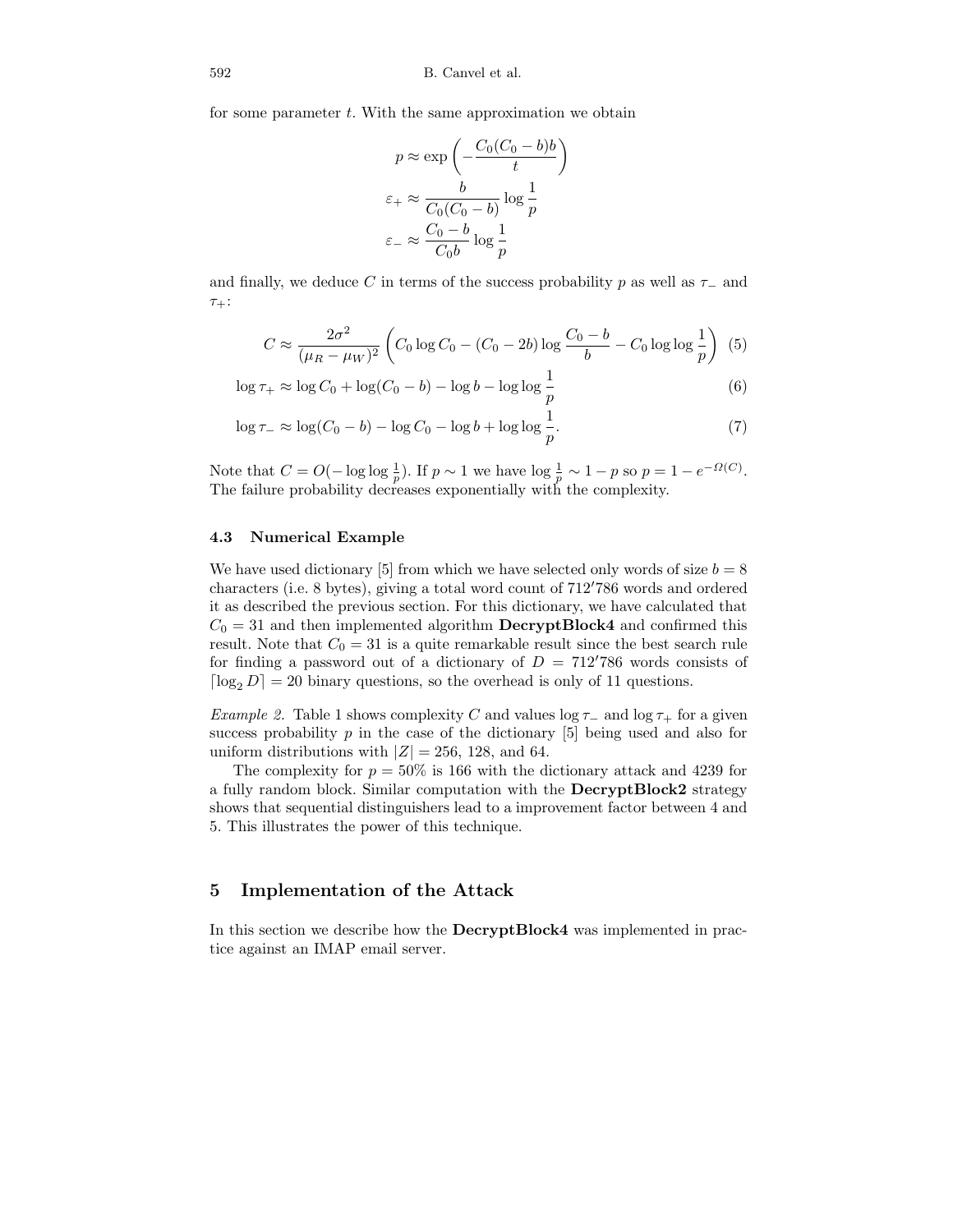for some parameter $t$. With the same approximation we obtain

$$p \approx \exp\left(-\frac{C_0(C_0-b)b}{t}\right)$$

$$\varepsilon_+ \approx \frac{b}{C_0(C_0-b)} \log \frac{1}{p}$$

$$\varepsilon_- \approx \frac{C_0-b}{C_0 b} \log \frac{1}{p}$$

and finally, we deduce $C$ in terms of the success probability $p$ as well as $\tau_-$ and $\tau_+$:

$$C \approx \frac{2\sigma^2}{(\mu_R-\mu_W)^2}\left(C_0 \log C_0 - (C_0-2b)\log\frac{C_0-b}{b} - C_0 \log\log\frac{1}{p}\right) \quad (5)$$

$$\log \tau_+ \approx \log C_0 + \log(C_0-b) - \log b - \log\log\frac{1}{p} \quad (6)$$

$$\log \tau_- \approx \log(C_0-b) - \log C_0 - \log b + \log\log\frac{1}{p}. \quad (7)$$

Note that $C = O(-\log\log\frac{1}{p})$. If $p \sim 1$ we have $\log\frac{1}{p} \sim 1-p$ so $p = 1-e^{-\Omega(C)}$. The failure probability decreases exponentially with the complexity.

### 4.3 Numerical Example

We have used dictionary [5] from which we have selected only words of size $b = 8$ characters (i.e. 8 bytes), giving a total word count of 712′786 words and ordered it as described the previous section. For this dictionary, we have calculated that $C_0 = 31$ and then implemented algorithm **DecryptBlock4** and confirmed this result. Note that $C_0 = 31$ is a quite remarkable result since the best search rule for finding a password out of a dictionary of $D = 712'786$ words consists of $\lceil \log_2 D \rceil = 20$ binary questions, so the overhead is only of 11 questions.

*Example 2.* Table 1 shows complexity $C$ and values $\log \tau_-$ and $\log \tau_+$ for a given success probability $p$ in the case of the dictionary [5] being used and also for uniform distributions with $|Z| = 256$, 128, and 64.

The complexity for $p = 50\%$ is 166 with the dictionary attack and 4239 for a fully random block. Similar computation with the **DecryptBlock2** strategy shows that sequential distinguishers lead to a improvement factor between 4 and 5. This illustrates the power of this technique.

## 5 Implementation of the Attack

In this section we describe how the **DecryptBlock4** was implemented in practice against an IMAP email server.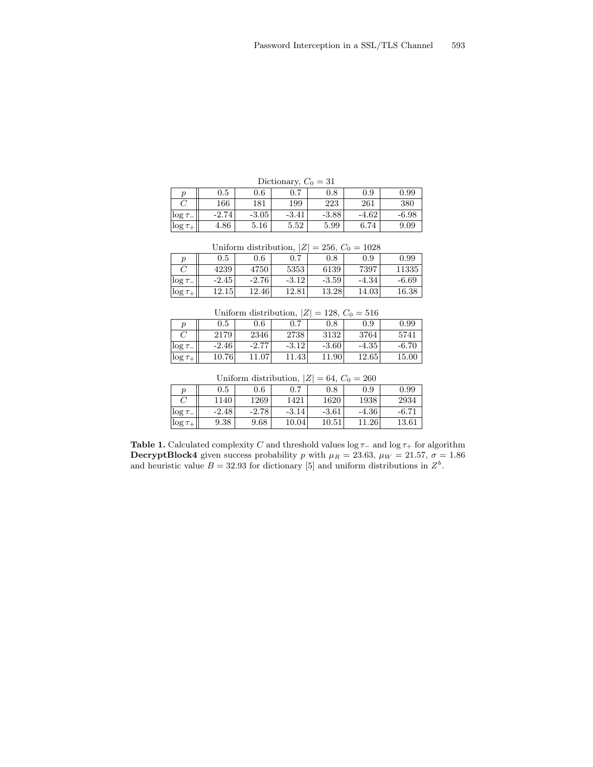Dictionary, $C_0 = 31$

| $p$ | 0.5 | 0.6 | 0.7 | 0.8 | 0.9 | 0.99 |
|---|---|---|---|---|---|---|
| $C$ | 166 | 181 | 199 | 223 | 261 | 380 |
| $\log \tau_-$ | -2.74 | -3.05 | -3.41 | -3.88 | -4.62 | -6.98 |
| $\log \tau_+$ | 4.86 | 5.16 | 5.52 | 5.99 | 6.74 | 9.09 |

Uniform distribution, $|Z| = 256$, $C_0 = 1028$

| $p$ | 0.5 | 0.6 | 0.7 | 0.8 | 0.9 | 0.99 |
|---|---|---|---|---|---|---|
| $C$ | 4239 | 4750 | 5353 | 6139 | 7397 | 11335 |
| $\log \tau_-$ | -2.45 | -2.76 | -3.12 | -3.59 | -4.34 | -6.69 |
| $\log \tau_+$ | 12.15 | 12.46 | 12.81 | 13.28 | 14.03 | 16.38 |

Uniform distribution, $|Z| = 128$, $C_0 = 516$

| $p$ | 0.5 | 0.6 | 0.7 | 0.8 | 0.9 | 0.99 |
|---|---|---|---|---|---|---|
| $C$ | 2179 | 2346 | 2738 | 3132 | 3764 | 5741 |
| $\log \tau_-$ | -2.46 | -2.77 | -3.12 | -3.60 | -4.35 | -6.70 |
| $\log \tau_+$ | 10.76 | 11.07 | 11.43 | 11.90 | 12.65 | 15.00 |

Uniform distribution, $|Z| = 64$, $C_0 = 260$

| $p$ | 0.5 | 0.6 | 0.7 | 0.8 | 0.9 | 0.99 |
|---|---|---|---|---|---|---|
| $C$ | 1140 | 1269 | 1421 | 1620 | 1938 | 2934 |
| $\log \tau_-$ | -2.48 | -2.78 | -3.14 | -3.61 | -4.36 | -6.71 |
| $\log \tau_+$ | 9.38 | 9.68 | 10.04 | 10.51 | 11.26 | 13.61 |

**Table 1.** Calculated complexity $C$ and threshold values $\log \tau_-$ and $\log \tau_+$ for algorithm **DecryptBlock4** given success probability $p$ with $\mu_R = 23.63$, $\mu_W = 21.57$, $\sigma = 1.86$ and heuristic value $B = 32.93$ for dictionary [5] and uniform distributions in $Z^b$.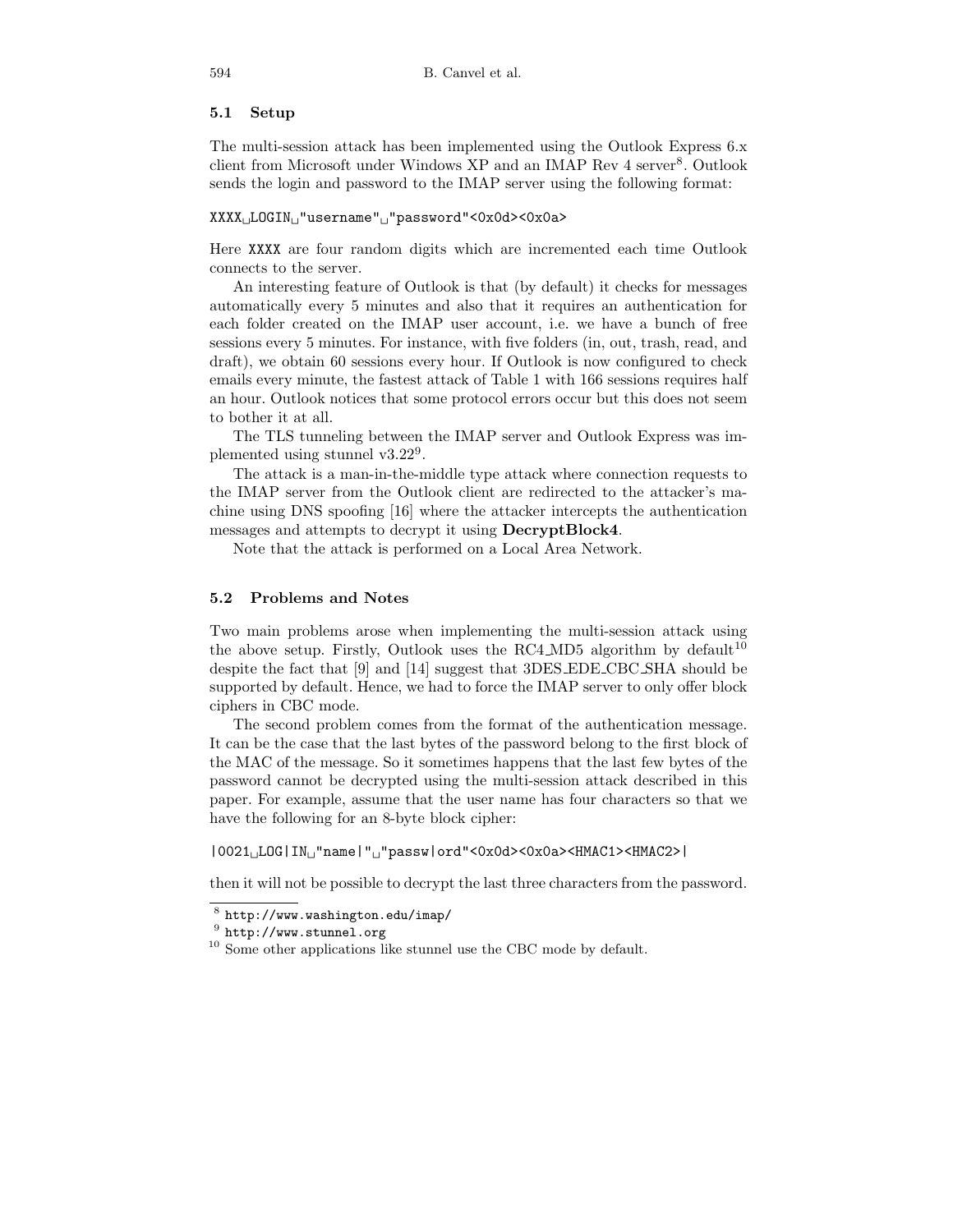### 5.1 Setup

The multi-session attack has been implemented using the Outlook Express 6.x client from Microsoft under Windows XP and an IMAP Rev 4 server[8]. Outlook sends the login and password to the IMAP server using the following format:

```
XXXX␣LOGIN␣"username"␣"password"<0x0d><0x0a>
```

Here XXXX are four random digits which are incremented each time Outlook connects to the server.

An interesting feature of Outlook is that (by default) it checks for messages automatically every 5 minutes and also that it requires an authentication for each folder created on the IMAP user account, i.e. we have a bunch of free sessions every 5 minutes. For instance, with five folders (in, out, trash, read, and draft), we obtain 60 sessions every hour. If Outlook is now configured to check emails every minute, the fastest attack of Table 1 with 166 sessions requires half an hour. Outlook notices that some protocol errors occur but this does not seem to bother it at all.

The TLS tunneling between the IMAP server and Outlook Express was implemented using stunnel v3.22[9].

The attack is a man-in-the-middle type attack where connection requests to the IMAP server from the Outlook client are redirected to the attacker's machine using DNS spoofing [16] where the attacker intercepts the authentication messages and attempts to decrypt it using **DecryptBlock4**.

Note that the attack is performed on a Local Area Network.

### 5.2 Problems and Notes

Two main problems arose when implementing the multi-session attack using the above setup. Firstly, Outlook uses the RC4_MD5 algorithm by default[10] despite the fact that [9] and [14] suggest that 3DES_EDE_CBC_SHA should be supported by default. Hence, we had to force the IMAP server to only offer block ciphers in CBC mode.

The second problem comes from the format of the authentication message. It can be the case that the last bytes of the password belong to the first block of the MAC of the message. So it sometimes happens that the last few bytes of the password cannot be decrypted using the multi-session attack described in this paper. For example, assume that the user name has four characters so that we have the following for an 8-byte block cipher:

```
|0021␣LOG|IN␣"name|"␣"passw|ord"<0x0d><0x0a><HMAC1><HMAC2>|
```

then it will not be possible to decrypt the last three characters from the password.

---

[8] http://www.washington.edu/imap/

[9] http://www.stunnel.org

[10] Some other applications like stunnel use the CBC mode by default.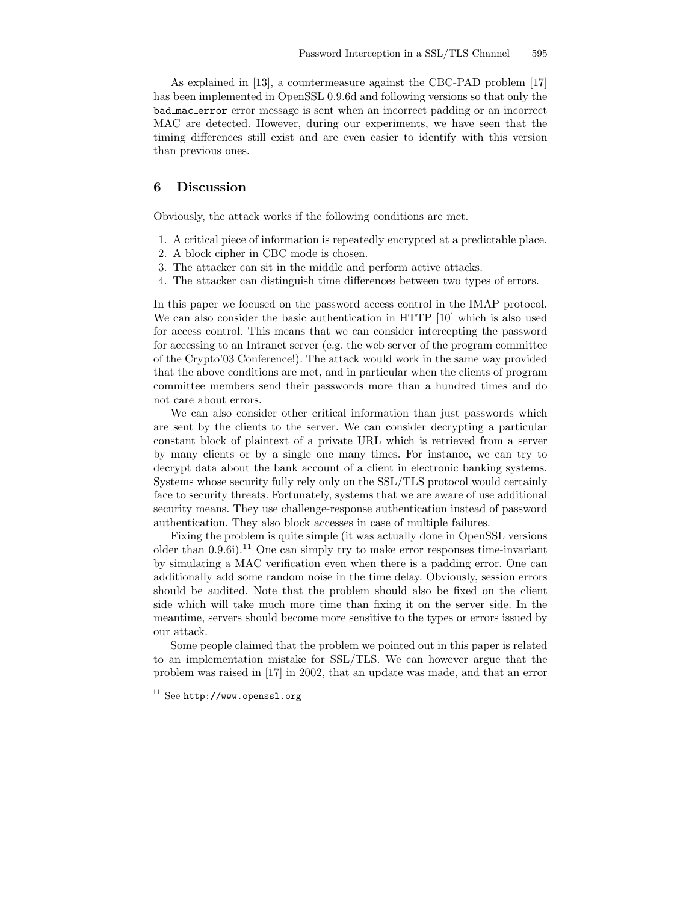As explained in [13], a countermeasure against the CBC-PAD problem [17] has been implemented in OpenSSL 0.9.6d and following versions so that only the `bad_mac_error` error message is sent when an incorrect padding or an incorrect MAC are detected. However, during our experiments, we have seen that the timing differences still exist and are even easier to identify with this version than previous ones.

## 6 Discussion

Obviously, the attack works if the following conditions are met.

1. A critical piece of information is repeatedly encrypted at a predictable place.
2. A block cipher in CBC mode is chosen.
3. The attacker can sit in the middle and perform active attacks.
4. The attacker can distinguish time differences between two types of errors.

In this paper we focused on the password access control in the IMAP protocol. We can also consider the basic authentication in HTTP [10] which is also used for access control. This means that we can consider intercepting the password for accessing to an Intranet server (e.g. the web server of the program committee of the Crypto'03 Conference!). The attack would work in the same way provided that the above conditions are met, and in particular when the clients of program committee members send their passwords more than a hundred times and do not care about errors.

We can also consider other critical information than just passwords which are sent by the clients to the server. We can consider decrypting a particular constant block of plaintext of a private URL which is retrieved from a server by many clients or by a single one many times. For instance, we can try to decrypt data about the bank account of a client in electronic banking systems. Systems whose security fully rely only on the SSL/TLS protocol would certainly face to security threats. Fortunately, systems that we are aware of use additional security means. They use challenge-response authentication instead of password authentication. They also block accesses in case of multiple failures.

Fixing the problem is quite simple (it was actually done in OpenSSL versions older than 0.9.6i).[11] One can simply try to make error responses time-invariant by simulating a MAC verification even when there is a padding error. One can additionally add some random noise in the time delay. Obviously, session errors should be audited. Note that the problem should also be fixed on the client side which will take much more time than fixing it on the server side. In the meantime, servers should become more sensitive to the types or errors issued by our attack.

Some people claimed that the problem we pointed out in this paper is related to an implementation mistake for SSL/TLS. We can however argue that the problem was raised in [17] in 2002, that an update was made, and that an error

[11] See `http://www.openssl.org`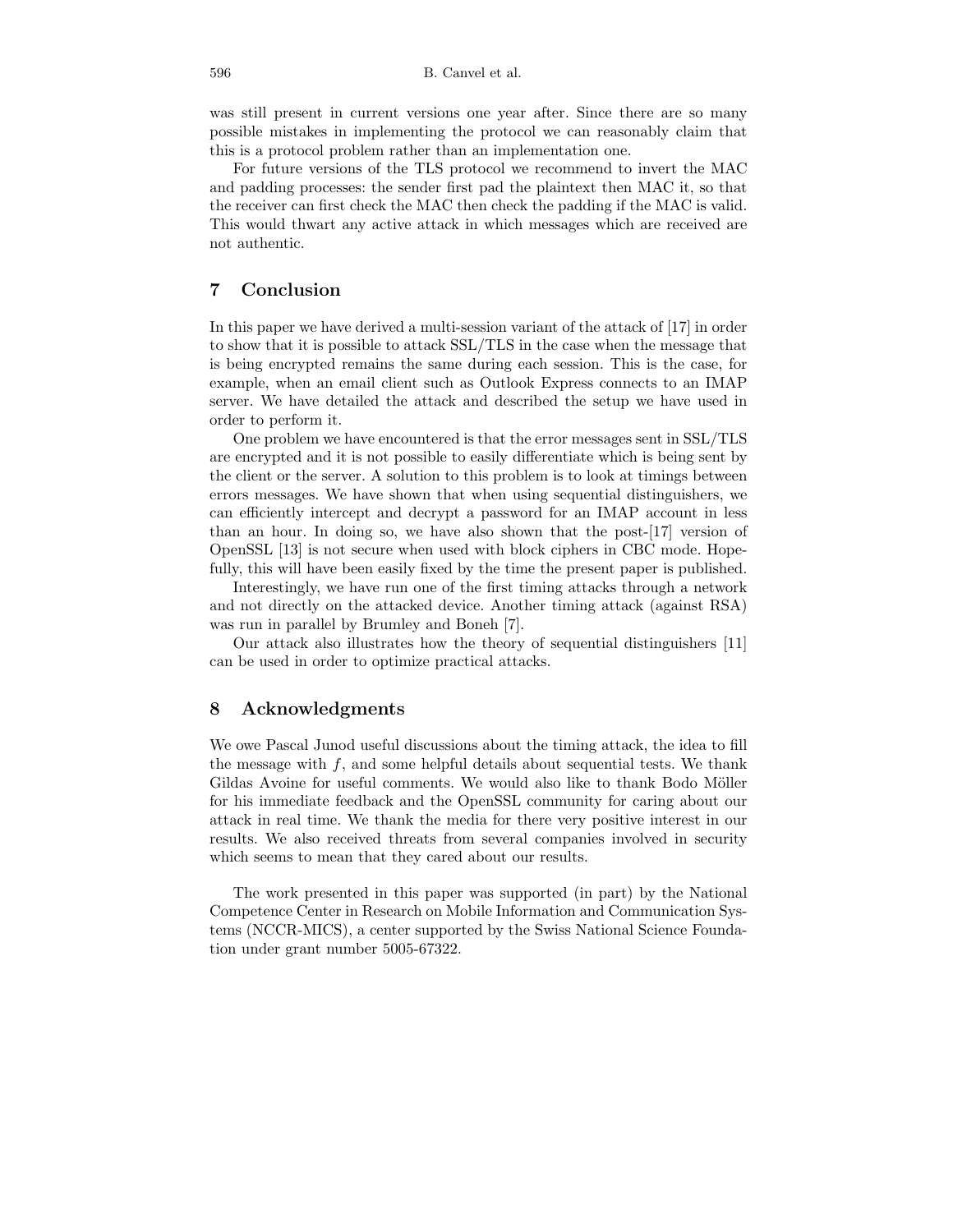was still present in current versions one year after. Since there are so many possible mistakes in implementing the protocol we can reasonably claim that this is a protocol problem rather than an implementation one.

For future versions of the TLS protocol we recommend to invert the MAC and padding processes: the sender first pad the plaintext then MAC it, so that the receiver can first check the MAC then check the padding if the MAC is valid. This would thwart any active attack in which messages which are received are not authentic.

## 7 Conclusion

In this paper we have derived a multi-session variant of the attack of [17] in order to show that it is possible to attack SSL/TLS in the case when the message that is being encrypted remains the same during each session. This is the case, for example, when an email client such as Outlook Express connects to an IMAP server. We have detailed the attack and described the setup we have used in order to perform it.

One problem we have encountered is that the error messages sent in SSL/TLS are encrypted and it is not possible to easily differentiate which is being sent by the client or the server. A solution to this problem is to look at timings between errors messages. We have shown that when using sequential distinguishers, we can efficiently intercept and decrypt a password for an IMAP account in less than an hour. In doing so, we have also shown that the post-[17] version of OpenSSL [13] is not secure when used with block ciphers in CBC mode. Hopefully, this will have been easily fixed by the time the present paper is published.

Interestingly, we have run one of the first timing attacks through a network and not directly on the attacked device. Another timing attack (against RSA) was run in parallel by Brumley and Boneh [7].

Our attack also illustrates how the theory of sequential distinguishers [11] can be used in order to optimize practical attacks.

## 8 Acknowledgments

We owe Pascal Junod useful discussions about the timing attack, the idea to fill the message with $f$, and some helpful details about sequential tests. We thank Gildas Avoine for useful comments. We would also like to thank Bodo Möller for his immediate feedback and the OpenSSL community for caring about our attack in real time. We thank the media for there very positive interest in our results. We also received threats from several companies involved in security which seems to mean that they cared about our results.

The work presented in this paper was supported (in part) by the National Competence Center in Research on Mobile Information and Communication Systems (NCCR-MICS), a center supported by the Swiss National Science Foundation under grant number 5005-67322.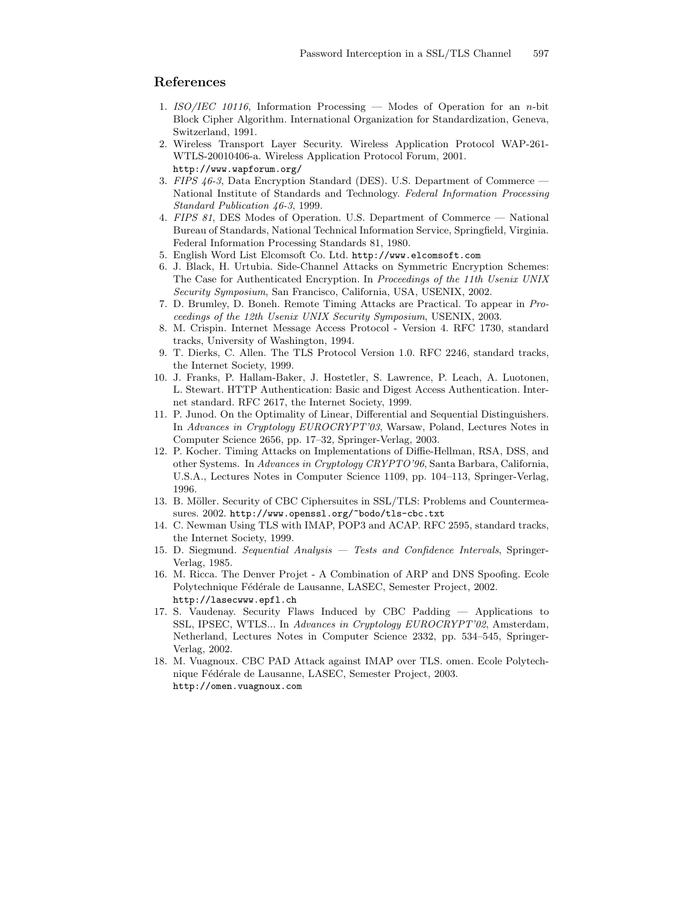## References

1. *ISO/IEC 10116*, Information Processing — Modes of Operation for an $n$-bit Block Cipher Algorithm. International Organization for Standardization, Geneva, Switzerland, 1991.
2. Wireless Transport Layer Security. Wireless Application Protocol WAP-261-WTLS-20010406-a. Wireless Application Protocol Forum, 2001. `http://www.wapforum.org/`
3. *FIPS 46-3*, Data Encryption Standard (DES). U.S. Department of Commerce — National Institute of Standards and Technology. *Federal Information Processing Standard Publication 46-3*, 1999.
4. *FIPS 81*, DES Modes of Operation. U.S. Department of Commerce — National Bureau of Standards, National Technical Information Service, Springfield, Virginia. Federal Information Processing Standards 81, 1980.
5. English Word List Elcomsoft Co. Ltd. `http://www.elcomsoft.com`
6. J. Black, H. Urtubia. Side-Channel Attacks on Symmetric Encryption Schemes: The Case for Authenticated Encryption. In *Proceedings of the 11th Usenix UNIX Security Symposium*, San Francisco, California, USA, USENIX, 2002.
7. D. Brumley, D. Boneh. Remote Timing Attacks are Practical. To appear in *Proceedings of the 12th Usenix UNIX Security Symposium*, USENIX, 2003.
8. M. Crispin. Internet Message Access Protocol - Version 4. RFC 1730, standard tracks, University of Washington, 1994.
9. T. Dierks, C. Allen. The TLS Protocol Version 1.0. RFC 2246, standard tracks, the Internet Society, 1999.
10. J. Franks, P. Hallam-Baker, J. Hostetler, S. Lawrence, P. Leach, A. Luotonen, L. Stewart. HTTP Authentication: Basic and Digest Access Authentication. Internet standard. RFC 2617, the Internet Society, 1999.
11. P. Junod. On the Optimality of Linear, Differential and Sequential Distinguishers. In *Advances in Cryptology EUROCRYPT'03*, Warsaw, Poland, Lectures Notes in Computer Science 2656, pp. 17–32, Springer-Verlag, 2003.
12. P. Kocher. Timing Attacks on Implementations of Diffie-Hellman, RSA, DSS, and other Systems. In *Advances in Cryptology CRYPTO'96*, Santa Barbara, California, U.S.A., Lectures Notes in Computer Science 1109, pp. 104–113, Springer-Verlag, 1996.
13. B. Möller. Security of CBC Ciphersuites in SSL/TLS: Problems and Countermeasures. 2002. `http://www.openssl.org/~bodo/tls-cbc.txt`
14. C. Newman Using TLS with IMAP, POP3 and ACAP. RFC 2595, standard tracks, the Internet Society, 1999.
15. D. Siegmund. *Sequential Analysis — Tests and Confidence Intervals*, Springer-Verlag, 1985.
16. M. Ricca. The Denver Projet - A Combination of ARP and DNS Spoofing. Ecole Polytechnique Fédérale de Lausanne, LASEC, Semester Project, 2002. `http://lasecwww.epfl.ch`
17. S. Vaudenay. Security Flaws Induced by CBC Padding — Applications to SSL, IPSEC, WTLS... In *Advances in Cryptology EUROCRYPT'02*, Amsterdam, Netherland, Lectures Notes in Computer Science 2332, pp. 534–545, Springer-Verlag, 2002.
18. M. Vuagnoux. CBC PAD Attack against IMAP over TLS. omen. Ecole Polytechnique Fédérale de Lausanne, LASEC, Semester Project, 2003. `http://omen.vuagnoux.com`